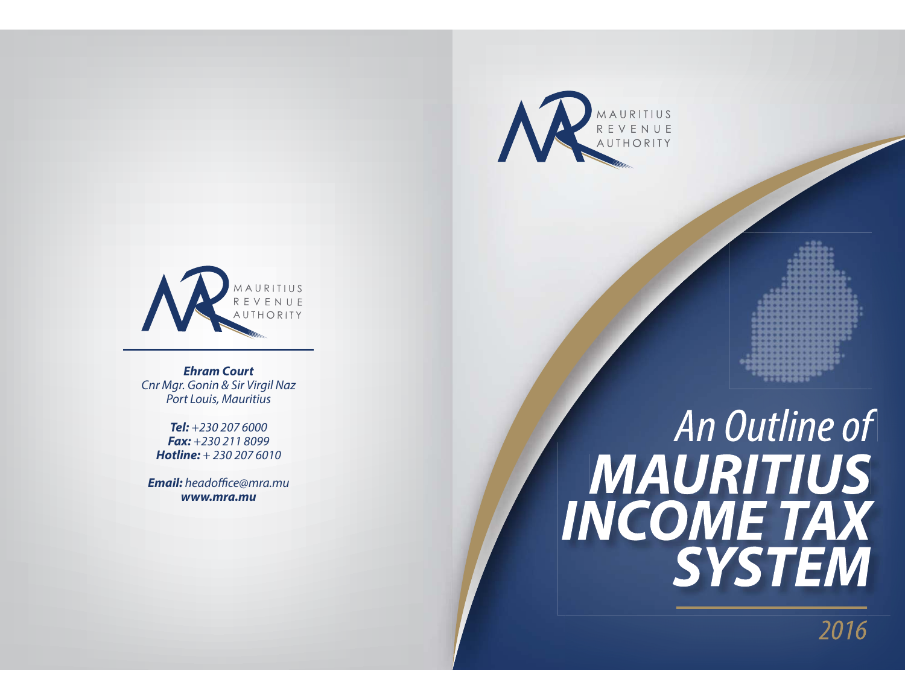MAURITIUS
REVENUE
AUTHORITY

**Ehram Court**
*Cnr Mgr. Gonin & Sir Virgil Naz*
*Port Louis, Mauritius*

***Tel:*** *+230 207 6000*
***Fax:*** *+230 211 8099*
***Hotline:*** *+ 230 207 6010*

***Email:*** *headoffice@mra.mu*
***www.mra.mu***

MAURITIUS
REVENUE
AUTHORITY

# *An Outline of* ***MAURITIUS INCOME TAX SYSTEM***

*2016*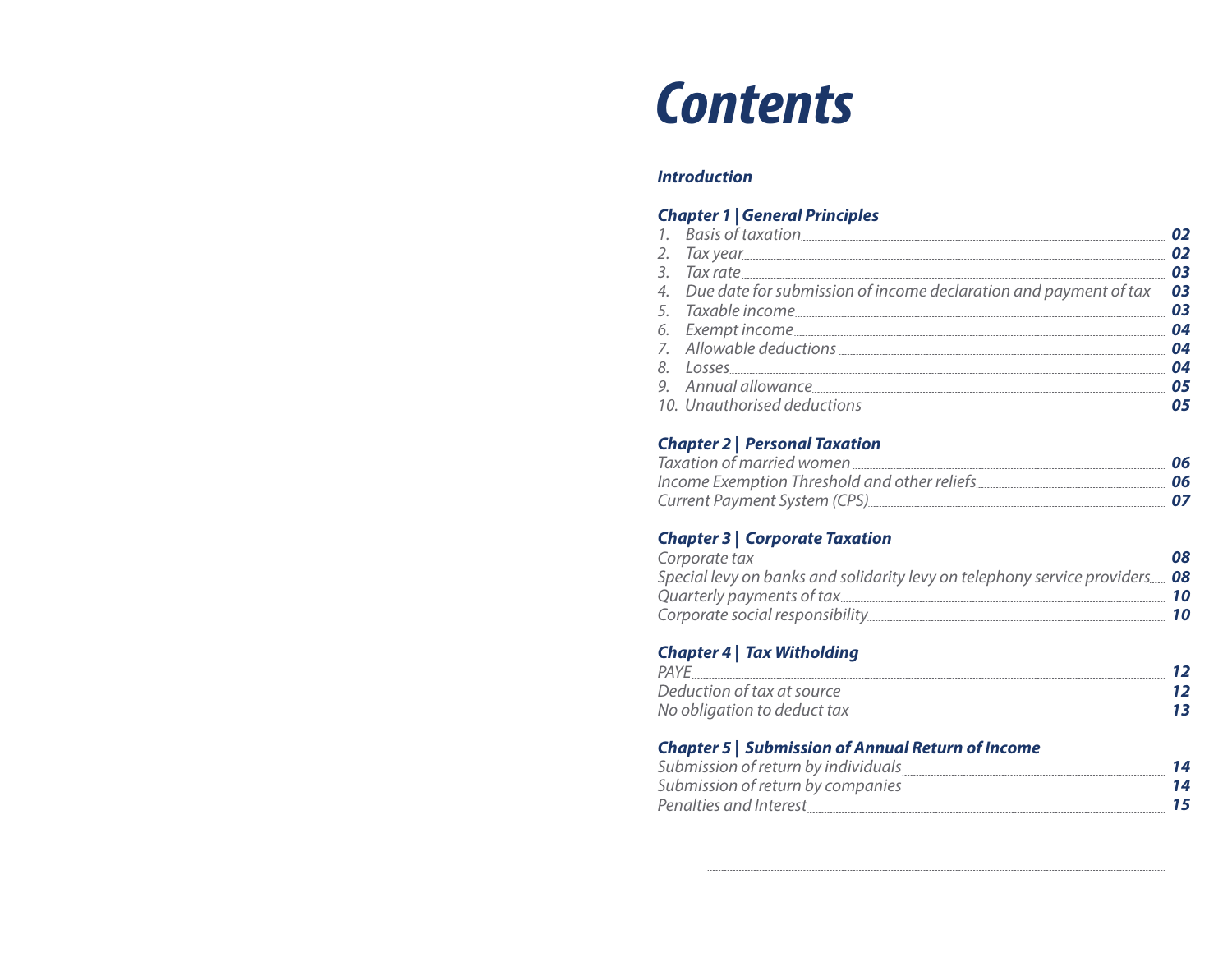# Contents

***Introduction***

### ***Chapter 1 | General Principles***

| | | |
|---|---|---|
| 1. | *Basis of taxation* | **02** |
| 2. | *Tax year* | **02** |
| 3. | *Tax rate* | **03** |
| 4. | *Due date for submission of income declaration and payment of tax* | **03** |
| 5. | *Taxable income* | **03** |
| 6. | *Exempt income* | **04** |
| 7. | *Allowable deductions* | **04** |
| 8. | *Losses* | **04** |
| 9. | *Annual allowance* | **05** |
| 10. | *Unauthorised deductions* | **05** |

### ***Chapter 2 | Personal Taxation***

| | |
|---|---|
| *Taxation of married women* | **06** |
| *Income Exemption Threshold and other reliefs* | **06** |
| *Current Payment System (CPS)* | **07** |

### ***Chapter 3 | Corporate Taxation***

| | |
|---|---|
| *Corporate tax* | **08** |
| *Special levy on banks and solidarity levy on telephony service providers* | **08** |
| *Quarterly payments of tax* | **10** |
| *Corporate social responsibility* | **10** |

### ***Chapter 4 | Tax Witholding***

| | |
|---|---|
| *PAYE* | **12** |
| *Deduction of tax at source* | **12** |
| *No obligation to deduct tax* | **13** |

### ***Chapter 5 | Submission of Annual Return of Income***

| | |
|---|---|
| *Submission of return by individuals* | **14** |
| *Submission of return by companies* | **14** |
| *Penalties and Interest* | **15** |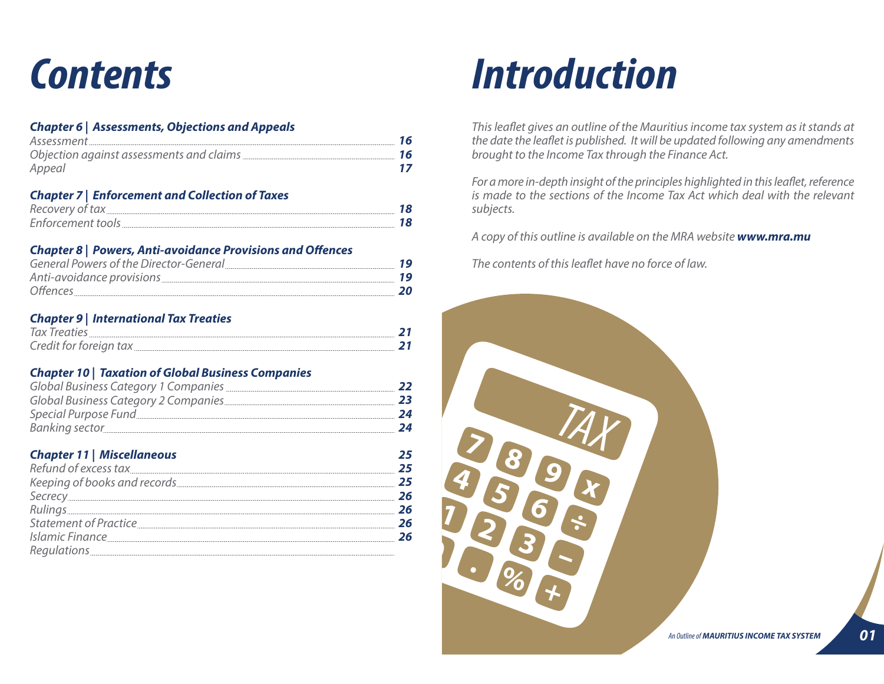# Contents

### Chapter 6 | Assessments, Objections and Appeals

| | |
|---|---|
| Assessment | 16 |
| Objection against assessments and claims | 16 |
| Appeal | 17 |

### Chapter 7 | Enforcement and Collection of Taxes

| | |
|---|---|
| Recovery of tax | 18 |
| Enforcement tools | 18 |

### Chapter 8 | Powers, Anti-avoidance Provisions and Offences

| | |
|---|---|
| General Powers of the Director-General | 19 |
| Anti-avoidance provisions | 19 |
| Offences | 20 |

### Chapter 9 | International Tax Treaties

| | |
|---|---|
| Tax Treaties | 21 |
| Credit for foreign tax | 21 |

### Chapter 10 | Taxation of Global Business Companies

| | |
|---|---|
| Global Business Category 1 Companies | 22 |
| Global Business Category 2 Companies | 23 |
| Special Purpose Fund | 24 |
| Banking sector | 24 |

### Chapter 11 | Miscellaneous — 25

| | |
|---|---|
| Refund of excess tax | 25 |
| Keeping of books and records | 25 |
| Secrecy | 26 |
| Rulings | 26 |
| Statement of Practice | 26 |
| Islamic Finance | 26 |
| Regulations | |

# Introduction

*This leaflet gives an outline of the Mauritius income tax system as it stands at the date the leaflet is published. It will be updated following any amendments brought to the Income Tax through the Finance Act.*

*For a more in-depth insight of the principles highlighted in this leaflet, reference is made to the sections of the Income Tax Act which deal with the relevant subjects.*

*A copy of this outline is available on the MRA website* ***www.mra.mu***

*The contents of this leaflet have no force of law.*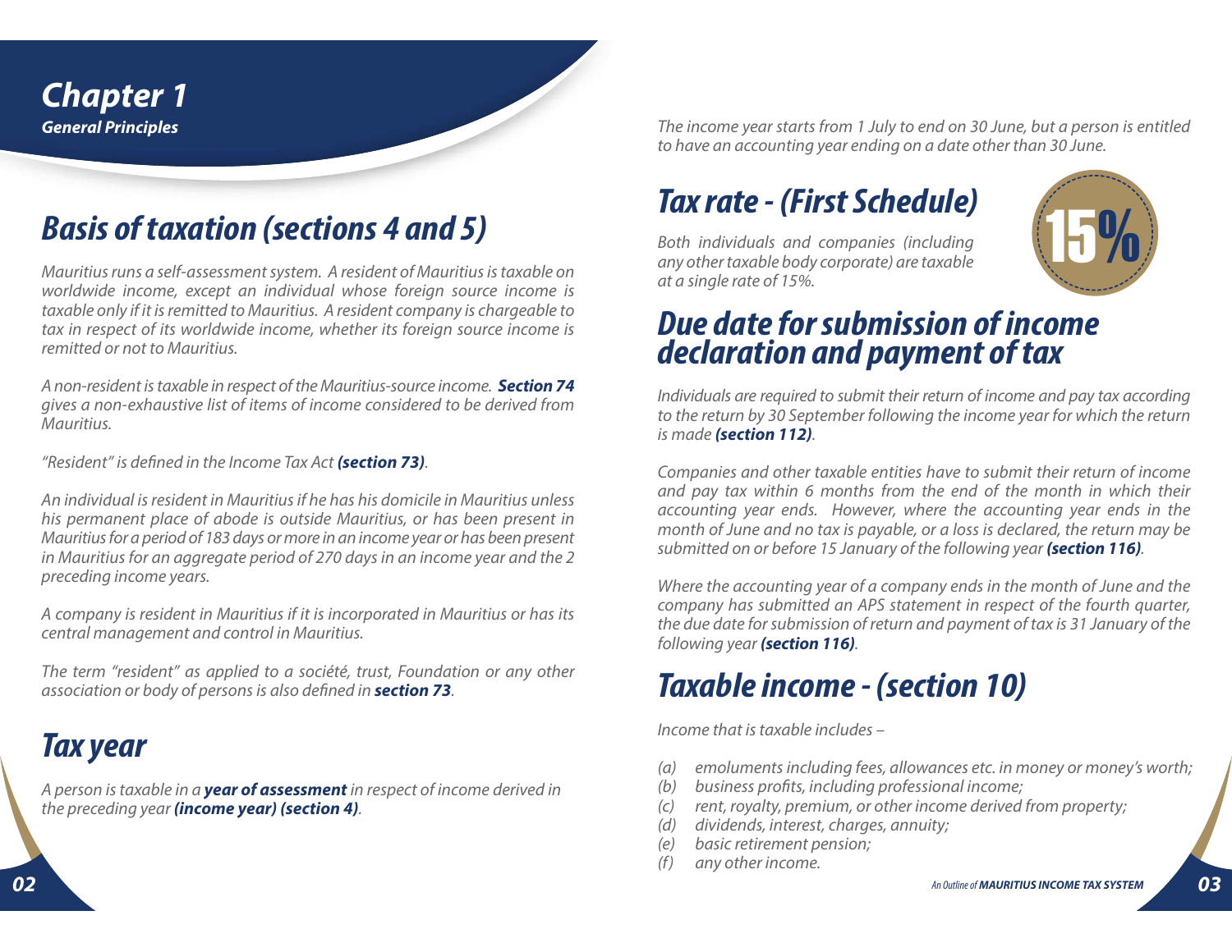# Chapter 1
## General Principles

## *Basis of taxation (sections 4 and 5)*

*Mauritius runs a self-assessment system. A resident of Mauritius is taxable on worldwide income, except an individual whose foreign source income is taxable only if it is remitted to Mauritius. A resident company is chargeable to tax in respect of its worldwide income, whether its foreign source income is remitted or not to Mauritius.*

*A non-resident is taxable in respect of the Mauritius-source income.* ***Section 74*** *gives a non-exhaustive list of items of income considered to be derived from Mauritius.*

*"Resident" is defined in the Income Tax Act* ***(section 73)****.*

*An individual is resident in Mauritius if he has his domicile in Mauritius unless his permanent place of abode is outside Mauritius, or has been present in Mauritius for a period of 183 days or more in an income year or has been present in Mauritius for an aggregate period of 270 days in an income year and the 2 preceding income years.*

*A company is resident in Mauritius if it is incorporated in Mauritius or has its central management and control in Mauritius.*

*The term "resident" as applied to a société, trust, Foundation or any other association or body of persons is also defined in* ***section 73****.*

## *Tax year*

*A person is taxable in a* ***year of assessment*** *in respect of income derived in the preceding year* ***(income year) (section 4)****.*

*The income year starts from 1 July to end on 30 June, but a person is entitled to have an accounting year ending on a date other than 30 June.*

## *Tax rate - (First Schedule)*

15%

*Both individuals and companies (including any other taxable body corporate) are taxable at a single rate of 15%.*

## *Due date for submission of income declaration and payment of tax*

*Individuals are required to submit their return of income and pay tax according to the return by 30 September following the income year for which the return is made* ***(section 112)****.*

*Companies and other taxable entities have to submit their return of income and pay tax within 6 months from the end of the month in which their accounting year ends. However, where the accounting year ends in the month of June and no tax is payable, or a loss is declared, the return may be submitted on or before 15 January of the following year* ***(section 116)****.*

*Where the accounting year of a company ends in the month of June and the company has submitted an APS statement in respect of the fourth quarter, the due date for submission of return and payment of tax is 31 January of the following year* ***(section 116)****.*

## *Taxable income - (section 10)*

*Income that is taxable includes –*

- *(a) emoluments including fees, allowances etc. in money or money's worth;*
- *(b) business profits, including professional income;*
- *(c) rent, royalty, premium, or other income derived from property;*
- *(d) dividends, interest, charges, annuity;*
- *(e) basic retirement pension;*
- *(f) any other income.*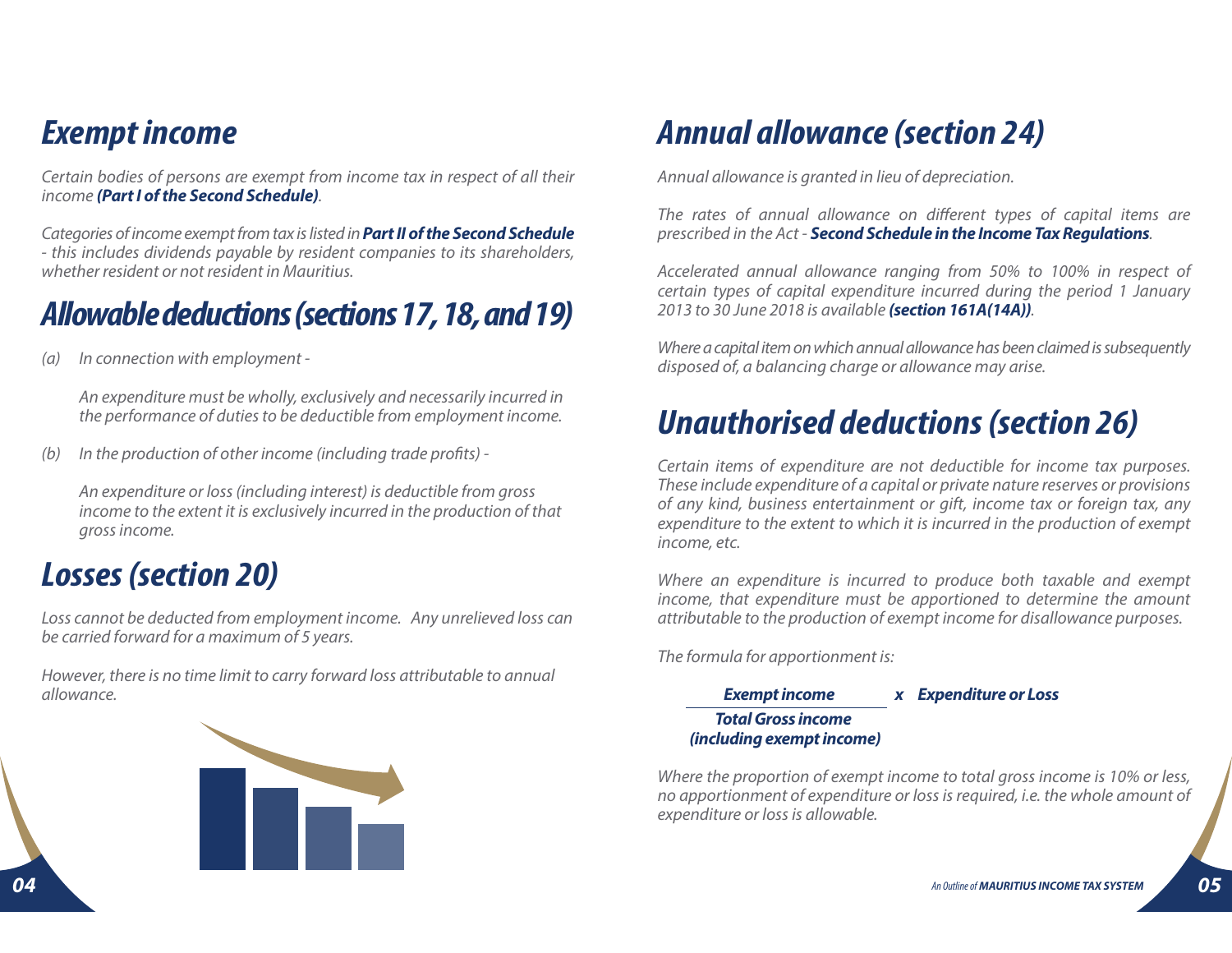## *Exempt income*

*Certain bodies of persons are exempt from income tax in respect of all their income **(Part I of the Second Schedule)**.*

*Categories of income exempt from tax is listed in **Part II of the Second Schedule** - this includes dividends payable by resident companies to its shareholders, whether resident or not resident in Mauritius.*

## *Allowable deductions (sections 17, 18, and 19)*

*(a) In connection with employment -*

*An expenditure must be wholly, exclusively and necessarily incurred in the performance of duties to be deductible from employment income.*

*(b) In the production of other income (including trade profits) -*

*An expenditure or loss (including interest) is deductible from gross income to the extent it is exclusively incurred in the production of that gross income.*

## *Losses (section 20)*

*Loss cannot be deducted from employment income. Any unrelieved loss can be carried forward for a maximum of 5 years.*

*However, there is no time limit to carry forward loss attributable to annual allowance.*

## *Annual allowance (section 24)*

*Annual allowance is granted in lieu of depreciation.*

*The rates of annual allowance on different types of capital items are prescribed in the Act - **Second Schedule in the Income Tax Regulations**.*

*Accelerated annual allowance ranging from 50% to 100% in respect of certain types of capital expenditure incurred during the period 1 January 2013 to 30 June 2018 is available **(section 161A(14A))**.*

*Where a capital item on which annual allowance has been claimed is subsequently disposed of, a balancing charge or allowance may arise.*

## *Unauthorised deductions (section 26)*

*Certain items of expenditure are not deductible for income tax purposes. These include expenditure of a capital or private nature reserves or provisions of any kind, business entertainment or gift, income tax or foreign tax, any expenditure to the extent to which it is incurred in the production of exempt income, etc.*

*Where an expenditure is incurred to produce both taxable and exempt income, that expenditure must be apportioned to determine the amount attributable to the production of exempt income for disallowance purposes.*

*The formula for apportionment is:*

$$\frac{\textbf{Exempt income}}{\textbf{Total Gross income (including exempt income)}} \times \textbf{Expenditure or Loss}$$

*Where the proportion of exempt income to total gross income is 10% or less, no apportionment of expenditure or loss is required, i.e. the whole amount of expenditure or loss is allowable.*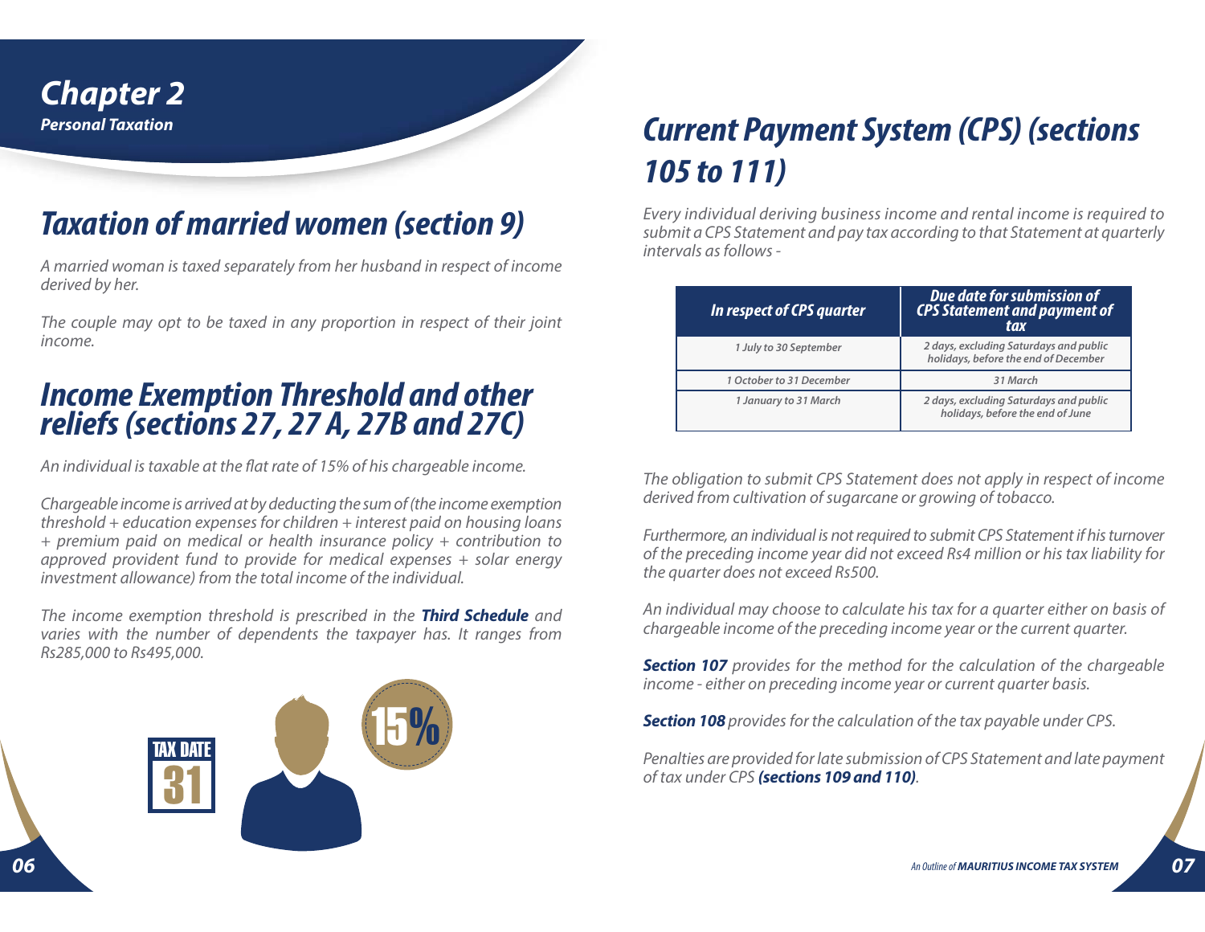# Chapter 2
*Personal Taxation*

## *Taxation of married women (section 9)*

*A married woman is taxed separately from her husband in respect of income derived by her.*

*The couple may opt to be taxed in any proportion in respect of their joint income.*

## *Income Exemption Threshold and other reliefs (sections 27, 27 A, 27B and 27C)*

*An individual is taxable at the flat rate of 15% of his chargeable income.*

*Chargeable income is arrived at by deducting the sum of (the income exemption threshold + education expenses for children + interest paid on housing loans + premium paid on medical or health insurance policy + contribution to approved provident fund to provide for medical expenses + solar energy investment allowance) from the total income of the individual.*

*The income exemption threshold is prescribed in the* ***Third Schedule*** *and varies with the number of dependents the taxpayer has. It ranges from Rs285,000 to Rs495,000.*

## *Current Payment System (CPS) (sections 105 to 111)*

*Every individual deriving business income and rental income is required to submit a CPS Statement and pay tax according to that Statement at quarterly intervals as follows -*

| In respect of CPS quarter | Due date for submission of CPS Statement and payment of tax |
|---|---|
| 1 July to 30 September | 2 days, excluding Saturdays and public holidays, before the end of December |
| 1 October to 31 December | 31 March |
| 1 January to 31 March | 2 days, excluding Saturdays and public holidays, before the end of June |

*The obligation to submit CPS Statement does not apply in respect of income derived from cultivation of sugarcane or growing of tobacco.*

*Furthermore, an individual is not required to submit CPS Statement if his turnover of the preceding income year did not exceed Rs4 million or his tax liability for the quarter does not exceed Rs500.*

*An individual may choose to calculate his tax for a quarter either on basis of chargeable income of the preceding income year or the current quarter.*

***Section 107*** *provides for the method for the calculation of the chargeable income - either on preceding income year or current quarter basis.*

***Section 108*** *provides for the calculation of the tax payable under CPS.*

*Penalties are provided for late submission of CPS Statement and late payment of tax under CPS* ***(sections 109 and 110)****.*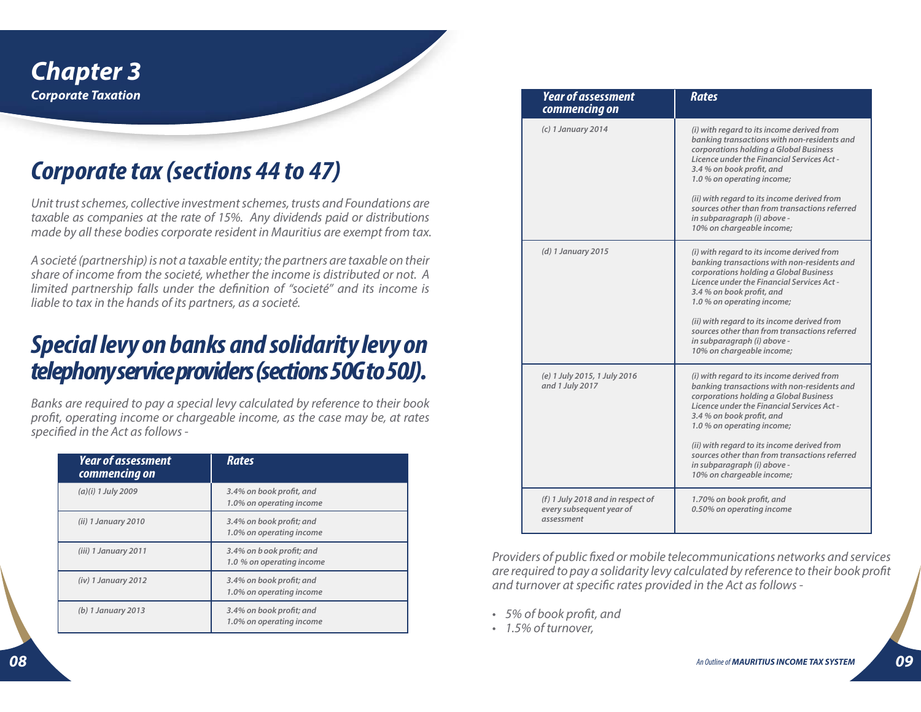# Chapter 3

*Corporate Taxation*

## Corporate tax (sections 44 to 47)

*Unit trust schemes, collective investment schemes, trusts and Foundations are taxable as companies at the rate of 15%. Any dividends paid or distributions made by all these bodies corporate resident in Mauritius are exempt from tax.*

*A societé (partnership) is not a taxable entity; the partners are taxable on their share of income from the societé, whether the income is distributed or not. A limited partnership falls under the definition of "societé" and its income is liable to tax in the hands of its partners, as a societé.*

## Special levy on banks and solidarity levy on telephony service providers (sections 50G to 50J).

*Banks are required to pay a special levy calculated by reference to their book profit, operating income or chargeable income, as the case may be, at rates specified in the Act as follows -*

| Year of assessment commencing on | Rates |
|---|---|
| (a)(i) 1 July 2009 | 3.4% on book profit, and 1.0% on operating income |
| (ii) 1 January 2010 | 3.4% on book profit; and 1.0% on operating income |
| (iii) 1 January 2011 | 3.4% on b ook profit; and 1.0 % on operating income |
| (iv) 1 January 2012 | 3.4% on book profit; and 1.0% on operating income |
| (b) 1 January 2013 | 3.4% on book profit; and 1.0% on operating income |
| (c) 1 January 2014 | (i) with regard to its income derived from banking transactions with non-residents and corporations holding a Global Business Licence under the Financial Services Act - 3.4 % on book profit, and 1.0 % on operating income; (ii) with regard to its income derived from sources other than from transactions referred in subparagraph (i) above - 10% on chargeable income; |
| (d) 1 January 2015 | (i) with regard to its income derived from banking transactions with non-residents and corporations holding a Global Business Licence under the Financial Services Act - 3.4 % on book profit, and 1.0 % on operating income; (ii) with regard to its income derived from sources other than from transactions referred in subparagraph (i) above - 10% on chargeable income; |
| (e) 1 July 2015, 1 July 2016 and 1 July 2017 | (i) with regard to its income derived from banking transactions with non-residents and corporations holding a Global Business Licence under the Financial Services Act - 3.4 % on book profit, and 1.0 % on operating income; (ii) with regard to its income derived from sources other than from transactions referred in subparagraph (i) above - 10% on chargeable income; |
| (f) 1 July 2018 and in respect of every subsequent year of assessment | 1.70% on book profit, and 0.50% on operating income |

*Providers of public fixed or mobile telecommunications networks and services are required to pay a solidarity levy calculated by reference to their book profit and turnover at specific rates provided in the Act as follows -*

- *5% of book profit, and*
- *1.5% of turnover,*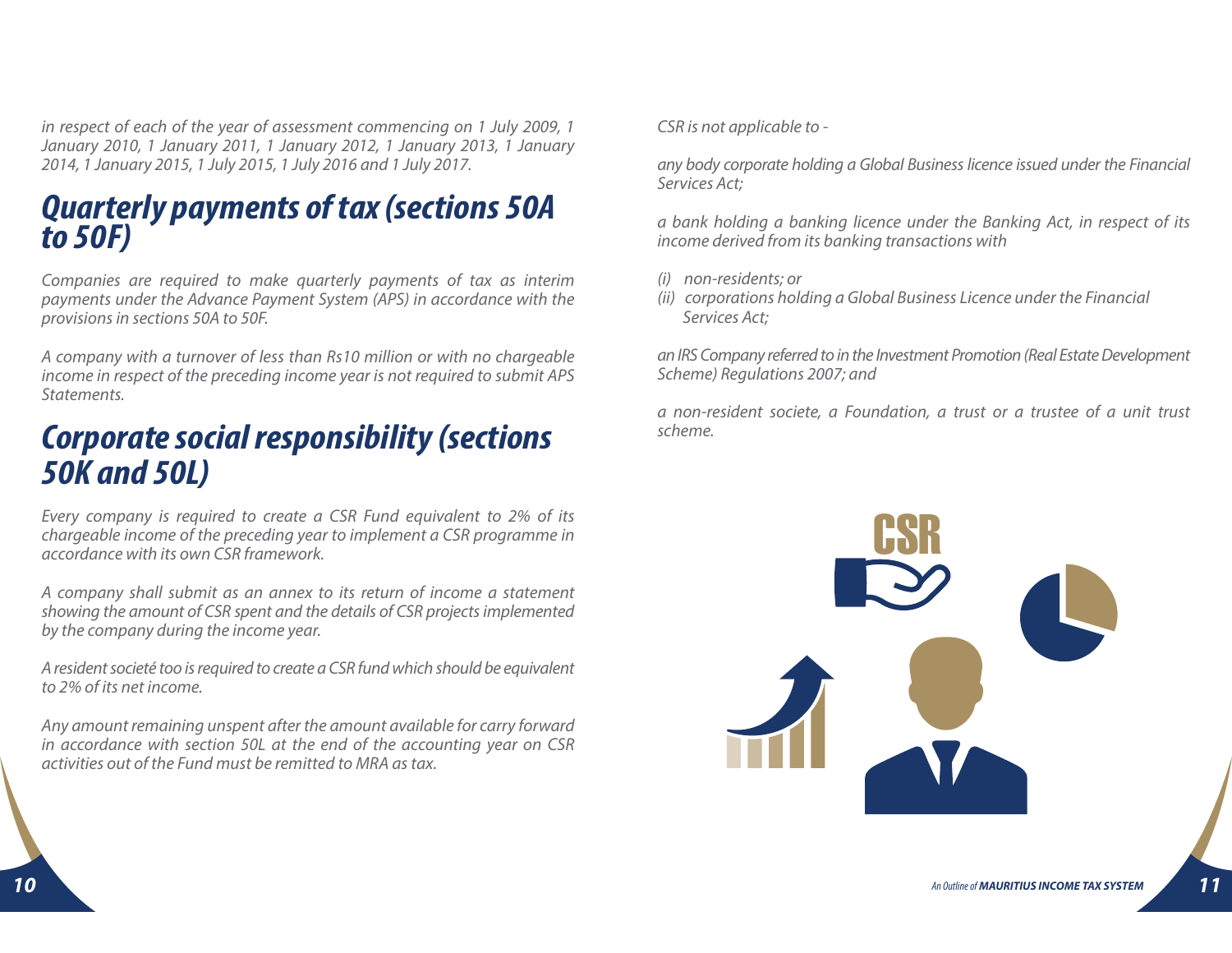*in respect of each of the year of assessment commencing on 1 July 2009, 1 January 2010, 1 January 2011, 1 January 2012, 1 January 2013, 1 January 2014, 1 January 2015, 1 July 2015, 1 July 2016 and 1 July 2017.*

## *Quarterly payments of tax (sections 50A to 50F)*

*Companies are required to make quarterly payments of tax as interim payments under the Advance Payment System (APS) in accordance with the provisions in sections 50A to 50F.*

*A company with a turnover of less than Rs10 million or with no chargeable income in respect of the preceding income year is not required to submit APS Statements.*

## *Corporate social responsibility (sections 50K and 50L)*

*Every company is required to create a CSR Fund equivalent to 2% of its chargeable income of the preceding year to implement a CSR programme in accordance with its own CSR framework.*

*A company shall submit as an annex to its return of income a statement showing the amount of CSR spent and the details of CSR projects implemented by the company during the income year.*

*A resident societé too is required to create a CSR fund which should be equivalent to 2% of its net income.*

*Any amount remaining unspent after the amount available for carry forward in accordance with section 50L at the end of the accounting year on CSR activities out of the Fund must be remitted to MRA as tax.*

*CSR is not applicable to -*

*any body corporate holding a Global Business licence issued under the Financial Services Act;*

*a bank holding a banking licence under the Banking Act, in respect of its income derived from its banking transactions with*

*(i) non-residents; or*
*(ii) corporations holding a Global Business Licence under the Financial Services Act;*

*an IRS Company referred to in the Investment Promotion (Real Estate Development Scheme) Regulations 2007; and*

*a non-resident societe, a Foundation, a trust or a trustee of a unit trust scheme.*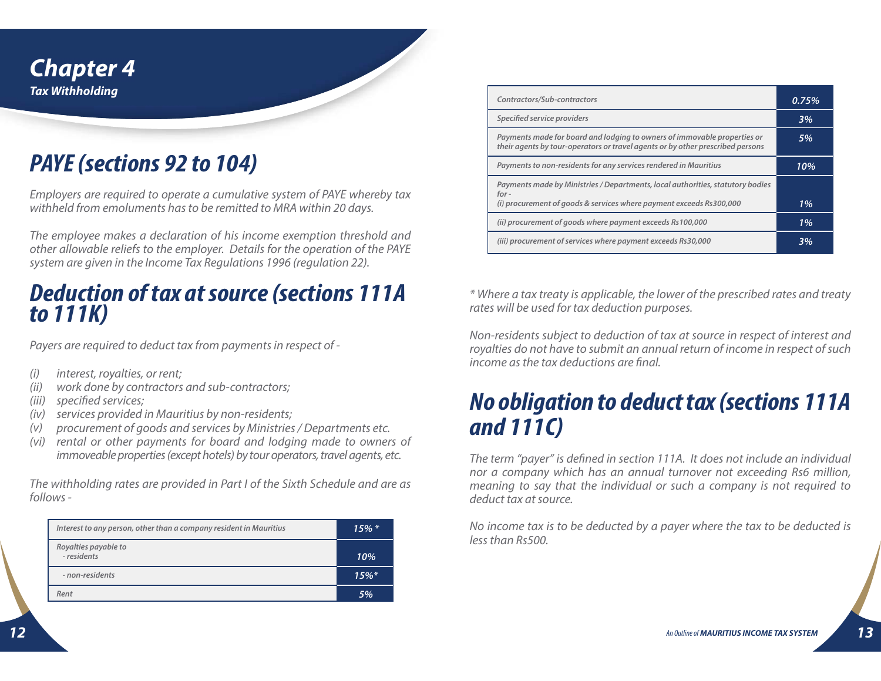# Chapter 4
## Tax Withholding

## PAYE (sections 92 to 104)

*Employers are required to operate a cumulative system of PAYE whereby tax withheld from emoluments has to be remitted to MRA within 20 days.*

*The employee makes a declaration of his income exemption threshold and other allowable reliefs to the employer. Details for the operation of the PAYE system are given in the Income Tax Regulations 1996 (regulation 22).*

## Deduction of tax at source (sections 111A to 111K)

*Payers are required to deduct tax from payments in respect of -*

- *(i) interest, royalties, or rent;*
- *(ii) work done by contractors and sub-contractors;*
- *(iii) specified services;*
- *(iv) services provided in Mauritius by non-residents;*
- *(v) procurement of goods and services by Ministries / Departments etc.*
- *(vi) rental or other payments for board and lodging made to owners of immoveable properties (except hotels) by tour operators, travel agents, etc.*

*The withholding rates are provided in Part I of the Sixth Schedule and are as follows -*

| | |
|---|---|
| Interest to any person, other than a company resident in Mauritius | 15% * |
| Royalties payable to<br>- residents | 10% |
| - non-residents | 15%* |
| Rent | 5% |
| Contractors/Sub-contractors | 0.75% |
| Specified service providers | 3% |
| Payments made for board and lodging to owners of immovable properties or their agents by tour-operators or travel agents or by other prescribed persons | 5% |
| Payments to non-residents for any services rendered in Mauritius | 10% |
| Payments made by Ministries / Departments, local authorities, statutory bodies for -<br>(i) procurement of goods & services where payment exceeds Rs300,000 | 1% |
| (ii) procurement of goods where payment exceeds Rs100,000 | 1% |
| (iii) procurement of services where payment exceeds Rs30,000 | 3% |

*\* Where a tax treaty is applicable, the lower of the prescribed rates and treaty rates will be used for tax deduction purposes.*

*Non-residents subject to deduction of tax at source in respect of interest and royalties do not have to submit an annual return of income in respect of such income as the tax deductions are final.*

## No obligation to deduct tax (sections 111A and 111C)

*The term "payer" is defined in section 111A. It does not include an individual nor a company which has an annual turnover not exceeding Rs6 million, meaning to say that the individual or such a company is not required to deduct tax at source.*

*No income tax is to be deducted by a payer where the tax to be deducted is less than Rs500.*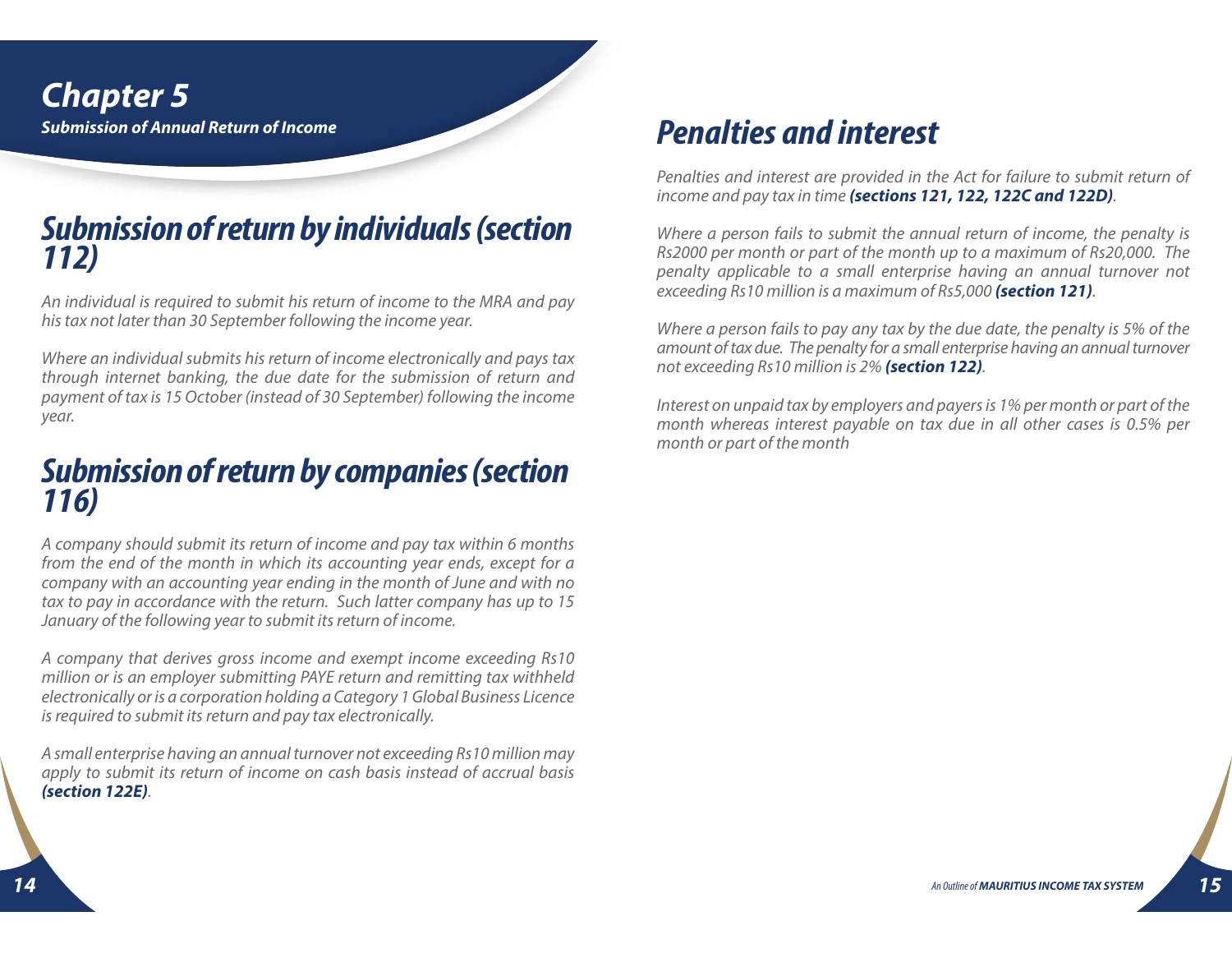# Chapter 5

***Submission of Annual Return of Income***

## *Submission of return by individuals (section 112)*

*An individual is required to submit his return of income to the MRA and pay his tax not later than 30 September following the income year.*

*Where an individual submits his return of income electronically and pays tax through internet banking, the due date for the submission of return and payment of tax is 15 October (instead of 30 September) following the income year.*

## *Submission of return by companies (section 116)*

*A company should submit its return of income and pay tax within 6 months from the end of the month in which its accounting year ends, except for a company with an accounting year ending in the month of June and with no tax to pay in accordance with the return. Such latter company has up to 15 January of the following year to submit its return of income.*

*A company that derives gross income and exempt income exceeding Rs10 million or is an employer submitting PAYE return and remitting tax withheld electronically or is a corporation holding a Category 1 Global Business Licence is required to submit its return and pay tax electronically.*

*A small enterprise having an annual turnover not exceeding Rs10 million may apply to submit its return of income on cash basis instead of accrual basis* ***(section 122E)****.*

## *Penalties and interest*

*Penalties and interest are provided in the Act for failure to submit return of income and pay tax in time* ***(sections 121, 122, 122C and 122D)****.*

*Where a person fails to submit the annual return of income, the penalty is Rs2000 per month or part of the month up to a maximum of Rs20,000. The penalty applicable to a small enterprise having an annual turnover not exceeding Rs10 million is a maximum of Rs5,000* ***(section 121)****.*

*Where a person fails to pay any tax by the due date, the penalty is 5% of the amount of tax due. The penalty for a small enterprise having an annual turnover not exceeding Rs10 million is 2%* ***(section 122)****.*

*Interest on unpaid tax by employers and payers is 1% per month or part of the month whereas interest payable on tax due in all other cases is 0.5% per month or part of the month*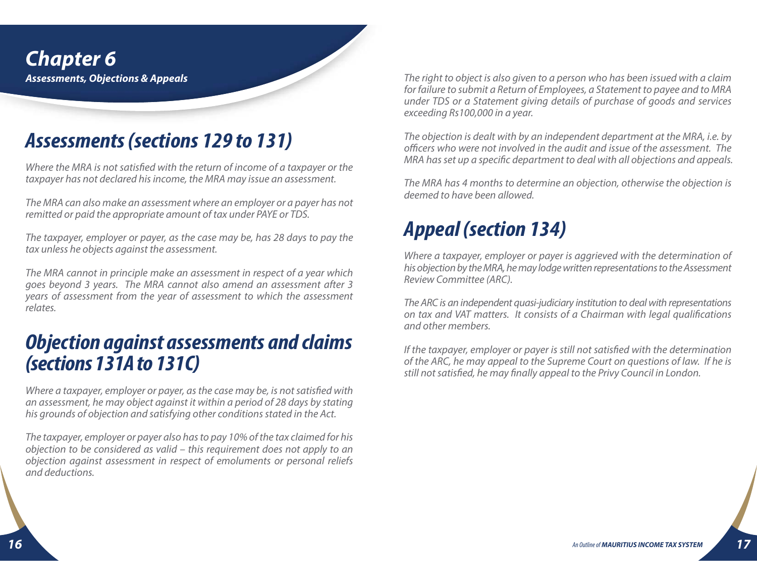# Chapter 6

**Assessments, Objections & Appeals**

## Assessments (sections 129 to 131)

*Where the MRA is not satisfied with the return of income of a taxpayer or the taxpayer has not declared his income, the MRA may issue an assessment.*

*The MRA can also make an assessment where an employer or a payer has not remitted or paid the appropriate amount of tax under PAYE or TDS.*

*The taxpayer, employer or payer, as the case may be, has 28 days to pay the tax unless he objects against the assessment.*

*The MRA cannot in principle make an assessment in respect of a year which goes beyond 3 years. The MRA cannot also amend an assessment after 3 years of assessment from the year of assessment to which the assessment relates.*

## Objection against assessments and claims (sections 131A to 131C)

*Where a taxpayer, employer or payer, as the case may be, is not satisfied with an assessment, he may object against it within a period of 28 days by stating his grounds of objection and satisfying other conditions stated in the Act.*

*The taxpayer, employer or payer also has to pay 10% of the tax claimed for his objection to be considered as valid – this requirement does not apply to an objection against assessment in respect of emoluments or personal reliefs and deductions.*

*The right to object is also given to a person who has been issued with a claim for failure to submit a Return of Employees, a Statement to payee and to MRA under TDS or a Statement giving details of purchase of goods and services exceeding Rs100,000 in a year.*

*The objection is dealt with by an independent department at the MRA, i.e. by officers who were not involved in the audit and issue of the assessment. The MRA has set up a specific department to deal with all objections and appeals.*

*The MRA has 4 months to determine an objection, otherwise the objection is deemed to have been allowed.*

## Appeal (section 134)

*Where a taxpayer, employer or payer is aggrieved with the determination of his objection by the MRA, he may lodge written representations to the Assessment Review Committee (ARC).*

*The ARC is an independent quasi-judiciary institution to deal with representations on tax and VAT matters. It consists of a Chairman with legal qualifications and other members.*

*If the taxpayer, employer or payer is still not satisfied with the determination of the ARC, he may appeal to the Supreme Court on questions of law. If he is still not satisfied, he may finally appeal to the Privy Council in London.*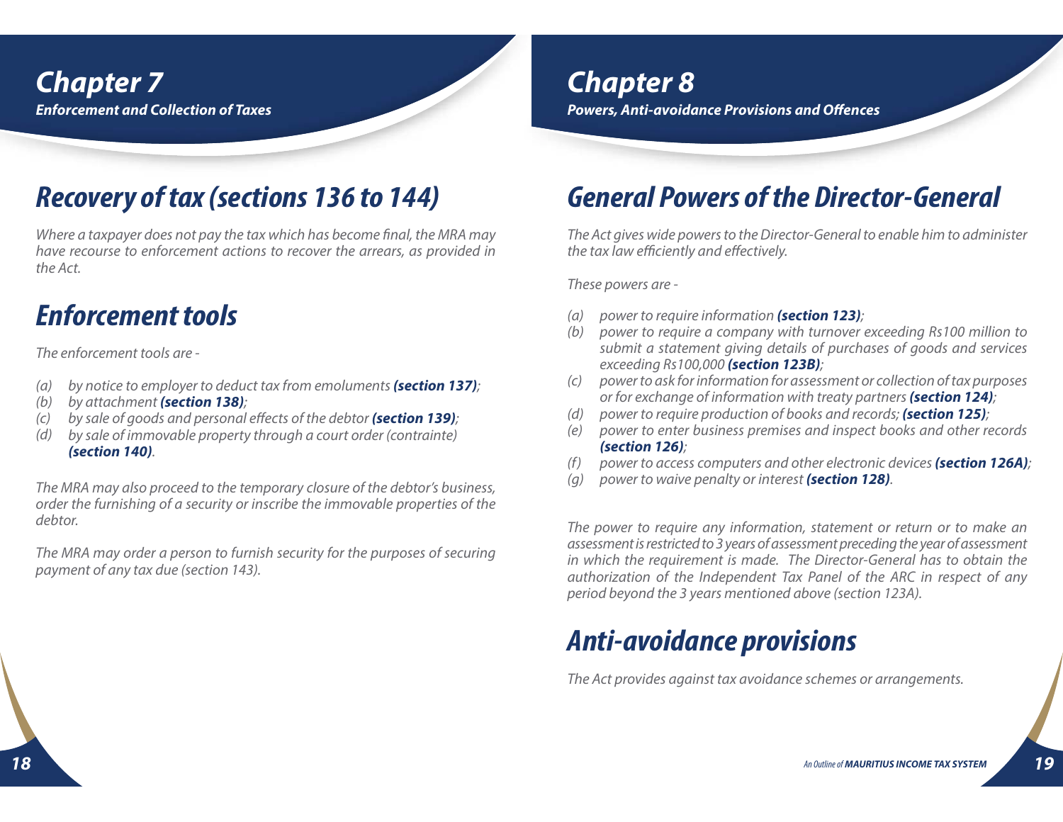# Chapter 7

*Enforcement and Collection of Taxes*

## Recovery of tax (sections 136 to 144)

*Where a taxpayer does not pay the tax which has become final, the MRA may have recourse to enforcement actions to recover the arrears, as provided in the Act.*

## Enforcement tools

*The enforcement tools are -*

- *(a) by notice to employer to deduct tax from emoluments* ***(section 137)****;*
- *(b) by attachment* ***(section 138)****;*
- *(c) by sale of goods and personal effects of the debtor* ***(section 139)****;*
- *(d) by sale of immovable property through a court order (contrainte)* ***(section 140)****.*

*The MRA may also proceed to the temporary closure of the debtor's business, order the furnishing of a security or inscribe the immovable properties of the debtor.*

*The MRA may order a person to furnish security for the purposes of securing payment of any tax due (section 143).*

# Chapter 8

*Powers, Anti-avoidance Provisions and Offences*

## General Powers of the Director-General

*The Act gives wide powers to the Director-General to enable him to administer the tax law efficiently and effectively.*

*These powers are -*

- *(a) power to require information* ***(section 123)****;*
- *(b) power to require a company with turnover exceeding Rs100 million to submit a statement giving details of purchases of goods and services exceeding Rs100,000* ***(section 123B)****;*
- *(c) power to ask for information for assessment or collection of tax purposes or for exchange of information with treaty partners* ***(section 124)****;*
- *(d) power to require production of books and records;* ***(section 125)****;*
- *(e) power to enter business premises and inspect books and other records* ***(section 126)****;*
- *(f) power to access computers and other electronic devices* ***(section 126A)****;*
- *(g) power to waive penalty or interest* ***(section 128)****.*

*The power to require any information, statement or return or to make an assessment is restricted to 3 years of assessment preceding the year of assessment in which the requirement is made. The Director-General has to obtain the authorization of the Independent Tax Panel of the ARC in respect of any period beyond the 3 years mentioned above (section 123A).*

## Anti-avoidance provisions

*The Act provides against tax avoidance schemes or arrangements.*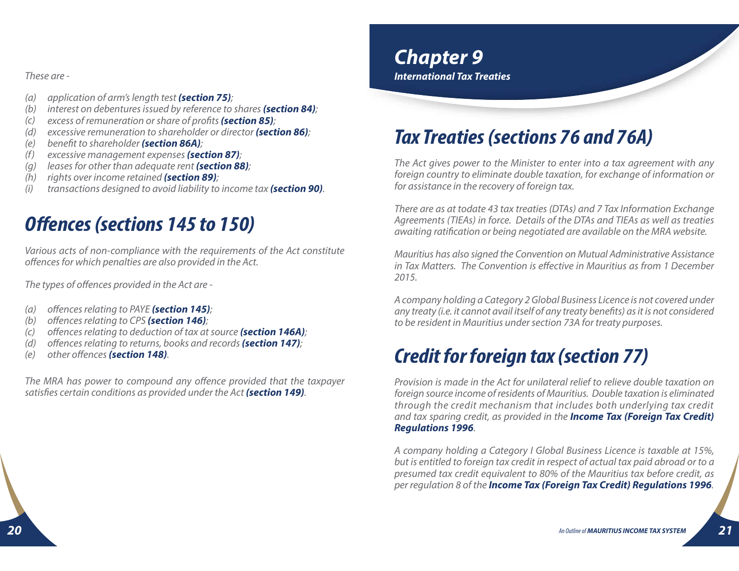*These are -*

- *(a)* *application of arm's length test **(section 75)**;*
- *(b)* *interest on debentures issued by reference to shares **(section 84)**;*
- *(c)* *excess of remuneration or share of profits **(section 85)**;*
- *(d)* *excessive remuneration to shareholder or director **(section 86)**;*
- *(e)* *benefit to shareholder **(section 86A)**;*
- *(f)* *excessive management expenses **(section 87)**;*
- *(g)* *leases for other than adequate rent **(section 88)**;*
- *(h)* *rights over income retained **(section 89)**;*
- *(i)* *transactions designed to avoid liability to income tax **(section 90)**.*

## Offences (sections 145 to 150)

*Various acts of non-compliance with the requirements of the Act constitute offences for which penalties are also provided in the Act.*

*The types of offences provided in the Act are -*

- *(a)* *offences relating to PAYE **(section 145)**;*
- *(b)* *offences relating to CPS **(section 146)**;*
- *(c)* *offences relating to deduction of tax at source **(section 146A)**;*
- *(d)* *offences relating to returns, books and records **(section 147)**;*
- *(e)* *other offences **(section 148)**.*

*The MRA has power to compound any offence provided that the taxpayer satisfies certain conditions as provided under the Act **(section 149)**.*

# Chapter 9

### International Tax Treaties

## Tax Treaties (sections 76 and 76A)

*The Act gives power to the Minister to enter into a tax agreement with any foreign country to eliminate double taxation, for exchange of information or for assistance in the recovery of foreign tax.*

*There are as at todate 43 tax treaties (DTAs) and 7 Tax Information Exchange Agreements (TIEAs) in force. Details of the DTAs and TIEAs as well as treaties awaiting ratification or being negotiated are available on the MRA website.*

*Mauritius has also signed the Convention on Mutual Administrative Assistance in Tax Matters. The Convention is effective in Mauritius as from 1 December 2015.*

*A company holding a Category 2 Global Business Licence is not covered under any treaty (i.e. it cannot avail itself of any treaty benefits) as it is not considered to be resident in Mauritius under section 73A for treaty purposes.*

## Credit for foreign tax (section 77)

*Provision is made in the Act for unilateral relief to relieve double taxation on foreign source income of residents of Mauritius. Double taxation is eliminated through the credit mechanism that includes both underlying tax credit and tax sparing credit, as provided in the **Income Tax (Foreign Tax Credit) Regulations 1996**.*

*A company holding a Category I Global Business Licence is taxable at 15%, but is entitled to foreign tax credit in respect of actual tax paid abroad or to a presumed tax credit equivalent to 80% of the Mauritius tax before credit, as per regulation 8 of the **Income Tax (Foreign Tax Credit) Regulations 1996**.*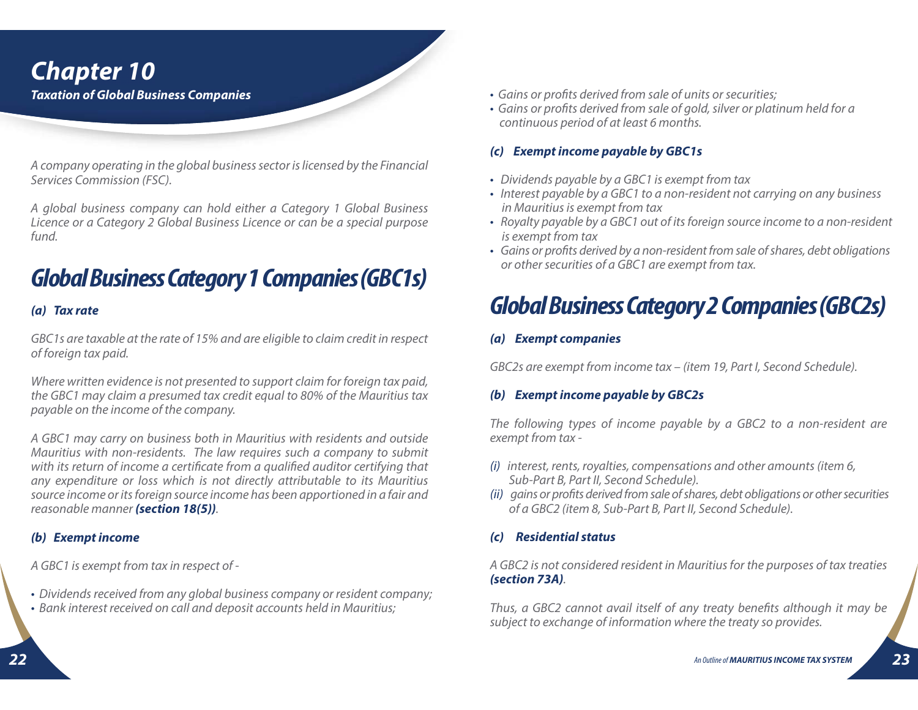# Chapter 10

***Taxation of Global Business Companies***

*A company operating in the global business sector is licensed by the Financial Services Commission (FSC).*

*A global business company can hold either a Category 1 Global Business Licence or a Category 2 Global Business Licence or can be a special purpose fund.*

## Global Business Category 1 Companies (GBC1s)

***(a) Tax rate***

*GBC1s are taxable at the rate of 15% and are eligible to claim credit in respect of foreign tax paid.*

*Where written evidence is not presented to support claim for foreign tax paid, the GBC1 may claim a presumed tax credit equal to 80% of the Mauritius tax payable on the income of the company.*

*A GBC1 may carry on business both in Mauritius with residents and outside Mauritius with non-residents. The law requires such a company to submit with its return of income a certificate from a qualified auditor certifying that any expenditure or loss which is not directly attributable to its Mauritius source income or its foreign source income has been apportioned in a fair and reasonable manner* ***(section 18(5))****.*

***(b) Exempt income***

*A GBC1 is exempt from tax in respect of -*

- *Dividends received from any global business company or resident company;*
- *Bank interest received on call and deposit accounts held in Mauritius;*
- *Gains or profits derived from sale of units or securities;*
- *Gains or profits derived from sale of gold, silver or platinum held for a continuous period of at least 6 months.*

***(c) Exempt income payable by GBC1s***

- *Dividends payable by a GBC1 is exempt from tax*
- *Interest payable by a GBC1 to a non-resident not carrying on any business in Mauritius is exempt from tax*
- *Royalty payable by a GBC1 out of its foreign source income to a non-resident is exempt from tax*
- *Gains or profits derived by a non-resident from sale of shares, debt obligations or other securities of a GBC1 are exempt from tax.*

## Global Business Category 2 Companies (GBC2s)

***(a) Exempt companies***

*GBC2s are exempt from income tax – (item 19, Part I, Second Schedule).*

***(b) Exempt income payable by GBC2s***

*The following types of income payable by a GBC2 to a non-resident are exempt from tax -*

*(i) interest, rents, royalties, compensations and other amounts (item 6, Sub-Part B, Part II, Second Schedule).*

*(ii) gains or profits derived from sale of shares, debt obligations or other securities of a GBC2 (item 8, Sub-Part B, Part II, Second Schedule).*

***(c) Residential status***

*A GBC2 is not considered resident in Mauritius for the purposes of tax treaties* ***(section 73A)****.*

*Thus, a GBC2 cannot avail itself of any treaty benefits although it may be subject to exchange of information where the treaty so provides.*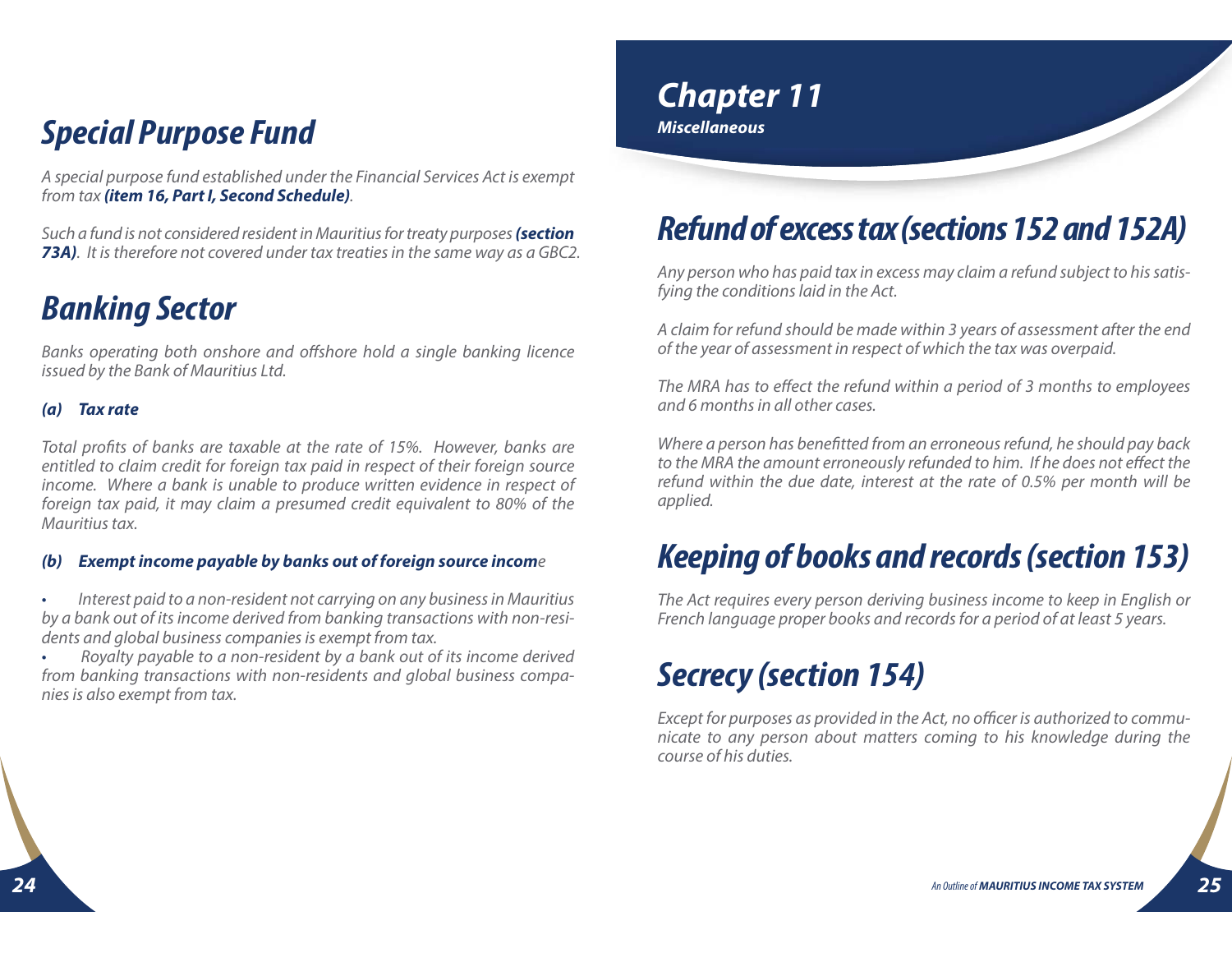## Special Purpose Fund

*A special purpose fund established under the Financial Services Act is exempt from tax* ***(item 16, Part I, Second Schedule)****.*

*Such a fund is not considered resident in Mauritius for treaty purposes* ***(section 73A)****. It is therefore not covered under tax treaties in the same way as a GBC2.*

## Banking Sector

*Banks operating both onshore and offshore hold a single banking licence issued by the Bank of Mauritius Ltd.*

### (a) Tax rate

*Total profits of banks are taxable at the rate of 15%. However, banks are entitled to claim credit for foreign tax paid in respect of their foreign source income. Where a bank is unable to produce written evidence in respect of foreign tax paid, it may claim a presumed credit equivalent to 80% of the Mauritius tax.*

### (b) Exempt income payable by banks out of foreign source income

- *Interest paid to a non-resident not carrying on any business in Mauritius by a bank out of its income derived from banking transactions with non-residents and global business companies is exempt from tax.*
- *Royalty payable to a non-resident by a bank out of its income derived from banking transactions with non-residents and global business companies is also exempt from tax.*

# Chapter 11

***Miscellaneous***

## Refund of excess tax (sections 152 and 152A)

*Any person who has paid tax in excess may claim a refund subject to his satisfying the conditions laid in the Act.*

*A claim for refund should be made within 3 years of assessment after the end of the year of assessment in respect of which the tax was overpaid.*

*The MRA has to effect the refund within a period of 3 months to employees and 6 months in all other cases.*

*Where a person has benefitted from an erroneous refund, he should pay back to the MRA the amount erroneously refunded to him. If he does not effect the refund within the due date, interest at the rate of 0.5% per month will be applied.*

## Keeping of books and records (section 153)

*The Act requires every person deriving business income to keep in English or French language proper books and records for a period of at least 5 years.*

## Secrecy (section 154)

*Except for purposes as provided in the Act, no officer is authorized to communicate to any person about matters coming to his knowledge during the course of his duties.*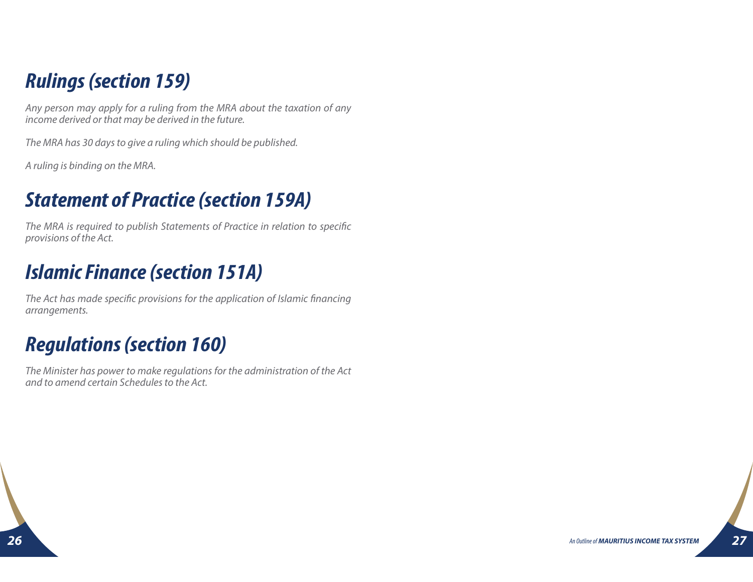## *Rulings (section 159)*

*Any person may apply for a ruling from the MRA about the taxation of any income derived or that may be derived in the future.*

*The MRA has 30 days to give a ruling which should be published.*

*A ruling is binding on the MRA.*

## *Statement of Practice (section 159A)*

*The MRA is required to publish Statements of Practice in relation to specific provisions of the Act.*

## *Islamic Finance (section 151A)*

*The Act has made specific provisions for the application of Islamic financing arrangements.*

## *Regulations (section 160)*

*The Minister has power to make regulations for the administration of the Act and to amend certain Schedules to the Act.*